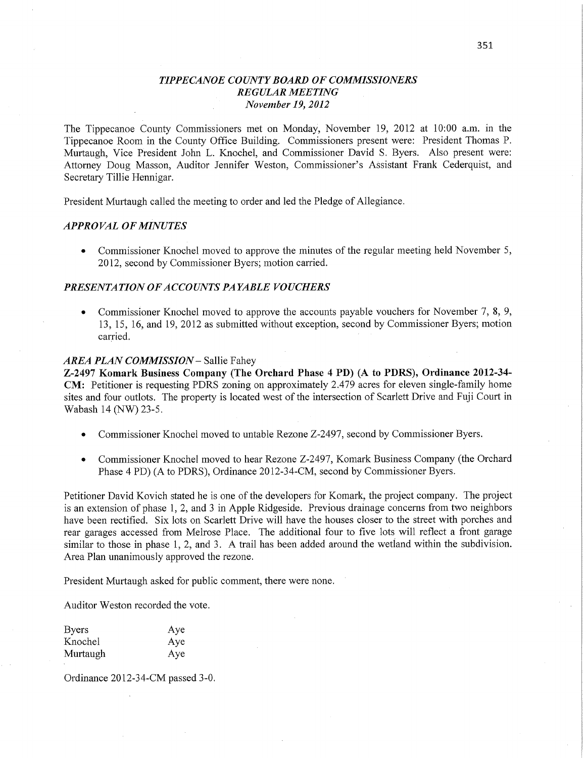# *TIPPECANOE COUNTY BOARD OF COMMISSIONERS*
## *REGULAR MEETING*
### *November 19, 2012*

The Tippecanoe County Commissioners met on Monday, November 19, 2012 at 10:00 a.m. in the Tippecanoe Room in the County Office Building. Commissioners present were: President Thomas P. Murtaugh, Vice President John L. Knochel, and Commissioner David S. Byers. Also present were: Attorney Doug Masson, Auditor Jennifer Weston, Commissioner's Assistant Frank Cederquist, and Secretary Tillie Hennigar.

President Murtaugh called the meeting to order and led the Pledge of Allegiance.

### *APPROVAL OF MINUTES*

- Commissioner Knochel moved to approve the minutes of the regular meeting held November 5, 2012, second by Commissioner Byers; motion carried.

### *PRESENTATION OF ACCOUNTS PAYABLE VOUCHERS*

- Commissioner Knochel moved to approve the accounts payable vouchers for November 7, 8, 9, 13, 15, 16, and 19, 2012 as submitted without exception, second by Commissioner Byers; motion carried.

### *AREA PLAN COMMISSION* – Sallie Fahey

**Z-2497 Komark Business Company (The Orchard Phase 4 PD) (A to PDRS), Ordinance 2012-34-CM:** Petitioner is requesting PDRS zoning on approximately 2.479 acres for eleven single-family home sites and four outlots. The property is located west of the intersection of Scarlett Drive and Fuji Court in Wabash 14 (NW) 23-5.

- Commissioner Knochel moved to untable Rezone Z-2497, second by Commissioner Byers.
- Commissioner Knochel moved to hear Rezone Z-2497, Komark Business Company (the Orchard Phase 4 PD) (A to PDRS), Ordinance 2012-34-CM, second by Commissioner Byers.

Petitioner David Kovich stated he is one of the developers for Komark, the project company. The project is an extension of phase 1, 2, and 3 in Apple Ridgeside. Previous drainage concerns from two neighbors have been rectified. Six lots on Scarlett Drive will have the houses closer to the street with porches and rear garages accessed from Melrose Place. The additional four to five lots will reflect a front garage similar to those in phase 1, 2, and 3. A trail has been added around the wetland within the subdivision. Area Plan unanimously approved the rezone.

President Murtaugh asked for public comment, there were none.

Auditor Weston recorded the vote.

| | |
|---|---|
| Byers | Aye |
| Knochel | Aye |
| Murtaugh | Aye |

Ordinance 2012-34-CM passed 3-0.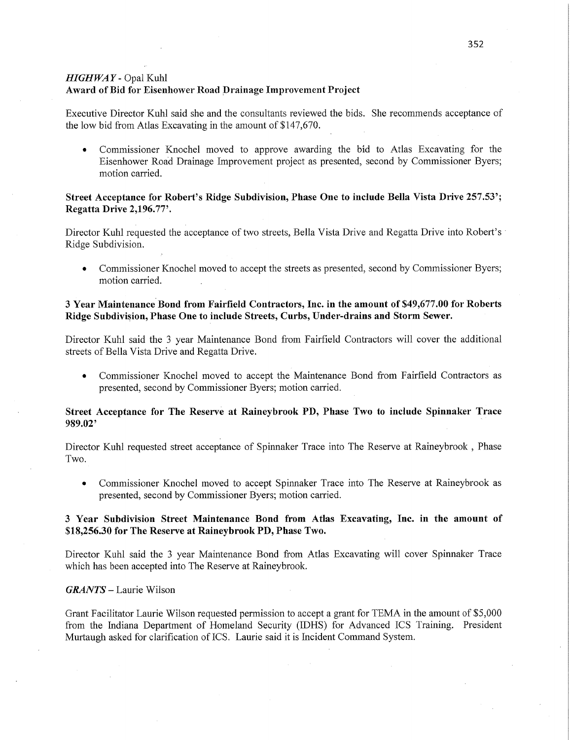*HIGHWAY* - Opal Kuhl
**Award of Bid for Eisenhower Road Drainage Improvement Project**

Executive Director Kuhl said she and the consultants reviewed the bids. She recommends acceptance of the low bid from Atlas Excavating in the amount of $147,670.

- Commissioner Knochel moved to approve awarding the bid to Atlas Excavating for the Eisenhower Road Drainage Improvement project as presented, second by Commissioner Byers; motion carried.

**Street Acceptance for Robert's Ridge Subdivision, Phase One to include Bella Vista Drive 257.53'; Regatta Drive 2,196.77'.**

Director Kuhl requested the acceptance of two streets, Bella Vista Drive and Regatta Drive into Robert's Ridge Subdivision.

- Commissioner Knochel moved to accept the streets as presented, second by Commissioner Byers; motion carried.

**3 Year Maintenance Bond from Fairfield Contractors, Inc. in the amount of $49,677.00 for Roberts Ridge Subdivision, Phase One to include Streets, Curbs, Under-drains and Storm Sewer.**

Director Kuhl said the 3 year Maintenance Bond from Fairfield Contractors will cover the additional streets of Bella Vista Drive and Regatta Drive.

- Commissioner Knochel moved to accept the Maintenance Bond from Fairfield Contractors as presented, second by Commissioner Byers; motion carried.

**Street Acceptance for The Reserve at Raineybrook PD, Phase Two to include Spinnaker Trace 989.02'**

Director Kuhl requested street acceptance of Spinnaker Trace into The Reserve at Raineybrook , Phase Two.

- Commissioner Knochel moved to accept Spinnaker Trace into The Reserve at Raineybrook as presented, second by Commissioner Byers; motion carried.

**3 Year Subdivision Street Maintenance Bond from Atlas Excavating, Inc. in the amount of $18,256.30 for The Reserve at Raineybrook PD, Phase Two.**

Director Kuhl said the 3 year Maintenance Bond from Atlas Excavating will cover Spinnaker Trace which has been accepted into The Reserve at Raineybrook.

*GRANTS* – Laurie Wilson

Grant Facilitator Laurie Wilson requested permission to accept a grant for TEMA in the amount of $5,000 from the Indiana Department of Homeland Security (IDHS) for Advanced ICS Training. President Murtaugh asked for clarification of ICS. Laurie said it is Incident Command System.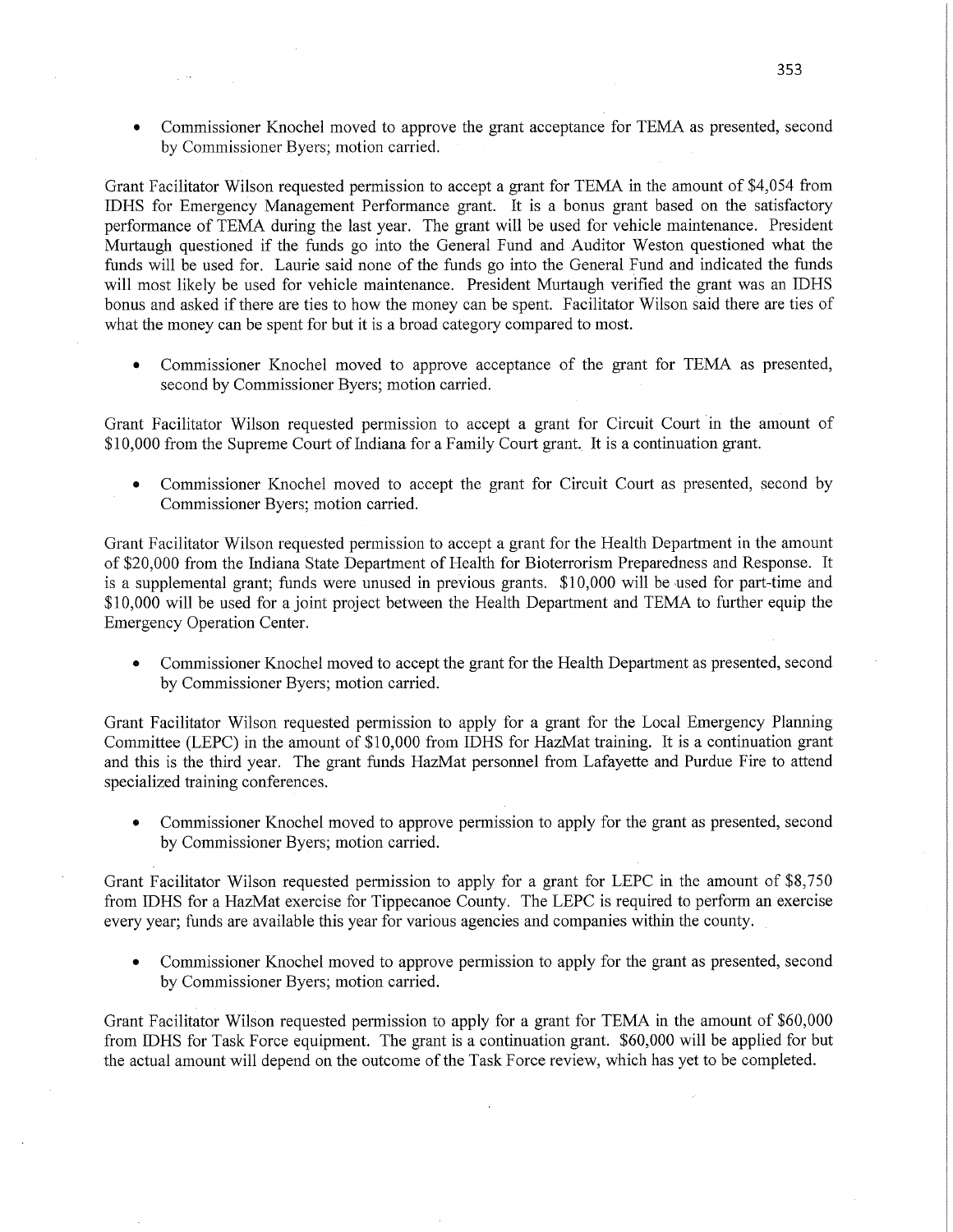- Commissioner Knochel moved to approve the grant acceptance for TEMA as presented, second by Commissioner Byers; motion carried.

Grant Facilitator Wilson requested permission to accept a grant for TEMA in the amount of $4,054 from IDHS for Emergency Management Performance grant. It is a bonus grant based on the satisfactory performance of TEMA during the last year. The grant will be used for vehicle maintenance. President Murtaugh questioned if the funds go into the General Fund and Auditor Weston questioned what the funds will be used for. Laurie said none of the funds go into the General Fund and indicated the funds will most likely be used for vehicle maintenance. President Murtaugh verified the grant was an IDHS bonus and asked if there are ties to how the money can be spent. Facilitator Wilson said there are ties of what the money can be spent for but it is a broad category compared to most.

- Commissioner Knochel moved to approve acceptance of the grant for TEMA as presented, second by Commissioner Byers; motion carried.

Grant Facilitator Wilson requested permission to accept a grant for Circuit Court in the amount of $10,000 from the Supreme Court of Indiana for a Family Court grant. It is a continuation grant.

- Commissioner Knochel moved to accept the grant for Circuit Court as presented, second by Commissioner Byers; motion carried.

Grant Facilitator Wilson requested permission to accept a grant for the Health Department in the amount of $20,000 from the Indiana State Department of Health for Bioterrorism Preparedness and Response. It is a supplemental grant; funds were unused in previous grants. $10,000 will be used for part-time and $10,000 will be used for a joint project between the Health Department and TEMA to further equip the Emergency Operation Center.

- Commissioner Knochel moved to accept the grant for the Health Department as presented, second by Commissioner Byers; motion carried.

Grant Facilitator Wilson requested permission to apply for a grant for the Local Emergency Planning Committee (LEPC) in the amount of $10,000 from IDHS for HazMat training. It is a continuation grant and this is the third year. The grant funds HazMat personnel from Lafayette and Purdue Fire to attend specialized training conferences.

- Commissioner Knochel moved to approve permission to apply for the grant as presented, second by Commissioner Byers; motion carried.

Grant Facilitator Wilson requested permission to apply for a grant for LEPC in the amount of $8,750 from IDHS for a HazMat exercise for Tippecanoe County. The LEPC is required to perform an exercise every year; funds are available this year for various agencies and companies within the county.

- Commissioner Knochel moved to approve permission to apply for the grant as presented, second by Commissioner Byers; motion carried.

Grant Facilitator Wilson requested permission to apply for a grant for TEMA in the amount of $60,000 from IDHS for Task Force equipment. The grant is a continuation grant. $60,000 will be applied for but the actual amount will depend on the outcome of the Task Force review, which has yet to be completed.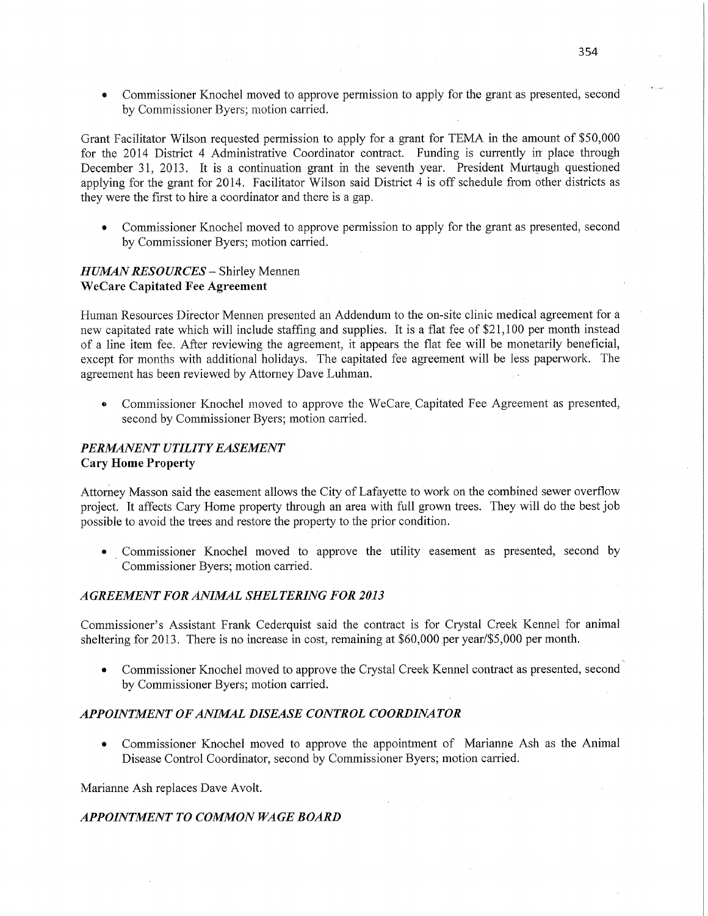- Commissioner Knochel moved to approve permission to apply for the grant as presented, second by Commissioner Byers; motion carried.

Grant Facilitator Wilson requested permission to apply for a grant for TEMA in the amount of $50,000 for the 2014 District 4 Administrative Coordinator contract. Funding is currently in place through December 31, 2013. It is a continuation grant in the seventh year. President Murtaugh questioned applying for the grant for 2014. Facilitator Wilson said District 4 is off schedule from other districts as they were the first to hire a coordinator and there is a gap.

- Commissioner Knochel moved to approve permission to apply for the grant as presented, second by Commissioner Byers; motion carried.

### *HUMAN RESOURCES* – Shirley Mennen
**WeCare Capitated Fee Agreement**

Human Resources Director Mennen presented an Addendum to the on-site clinic medical agreement for a new capitated rate which will include staffing and supplies. It is a flat fee of $21,100 per month instead of a line item fee. After reviewing the agreement, it appears the flat fee will be monetarily beneficial, except for months with additional holidays. The capitated fee agreement will be less paperwork. The agreement has been reviewed by Attorney Dave Luhman.

- Commissioner Knochel moved to approve the WeCare Capitated Fee Agreement as presented, second by Commissioner Byers; motion carried.

### *PERMANENT UTILITY EASEMENT*
**Cary Home Property**

Attorney Masson said the easement allows the City of Lafayette to work on the combined sewer overflow project. It affects Cary Home property through an area with full grown trees. They will do the best job possible to avoid the trees and restore the property to the prior condition.

- Commissioner Knochel moved to approve the utility easement as presented, second by Commissioner Byers; motion carried.

### *AGREEMENT FOR ANIMAL SHELTERING FOR 2013*

Commissioner's Assistant Frank Cederquist said the contract is for Crystal Creek Kennel for animal sheltering for 2013. There is no increase in cost, remaining at $60,000 per year/$5,000 per month.

- Commissioner Knochel moved to approve the Crystal Creek Kennel contract as presented, second by Commissioner Byers; motion carried.

### *APPOINTMENT OF ANIMAL DISEASE CONTROL COORDINATOR*

- Commissioner Knochel moved to approve the appointment of Marianne Ash as the Animal Disease Control Coordinator, second by Commissioner Byers; motion carried.

Marianne Ash replaces Dave Avolt.

### *APPOINTMENT TO COMMON WAGE BOARD*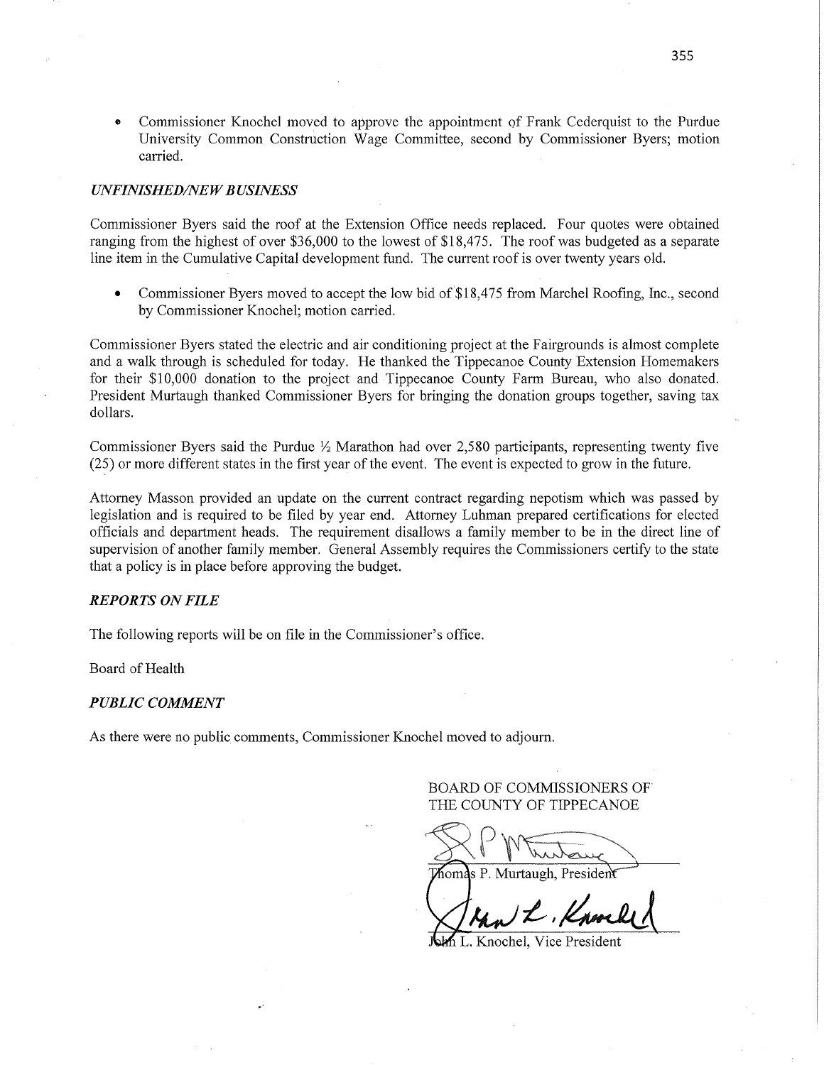- Commissioner Knochel moved to approve the appointment of Frank Cederquist to the Purdue University Common Construction Wage Committee, second by Commissioner Byers; motion carried.

***UNFINISHED/NEW BUSINESS***

Commissioner Byers said the roof at the Extension Office needs replaced. Four quotes were obtained ranging from the highest of over $36,000 to the lowest of $18,475. The roof was budgeted as a separate line item in the Cumulative Capital development fund. The current roof is over twenty years old.

- Commissioner Byers moved to accept the low bid of $18,475 from Marchel Roofing, Inc., second by Commissioner Knochel; motion carried.

Commissioner Byers stated the electric and air conditioning project at the Fairgrounds is almost complete and a walk through is scheduled for today. He thanked the Tippecanoe County Extension Homemakers for their $10,000 donation to the project and Tippecanoe County Farm Bureau, who also donated. President Murtaugh thanked Commissioner Byers for bringing the donation groups together, saving tax dollars.

Commissioner Byers said the Purdue ½ Marathon had over 2,580 participants, representing twenty five (25) or more different states in the first year of the event. The event is expected to grow in the future.

Attorney Masson provided an update on the current contract regarding nepotism which was passed by legislation and is required to be filed by year end. Attorney Luhman prepared certifications for elected officials and department heads. The requirement disallows a family member to be in the direct line of supervision of another family member. General Assembly requires the Commissioners certify to the state that a policy is in place before approving the budget.

***REPORTS ON FILE***

The following reports will be on file in the Commissioner's office.

Board of Health

***PUBLIC COMMENT***

As there were no public comments, Commissioner Knochel moved to adjourn.

BOARD OF COMMISSIONERS OF THE COUNTY OF TIPPECANOE

Thomas P. Murtaugh, President

John L. Knochel, Vice President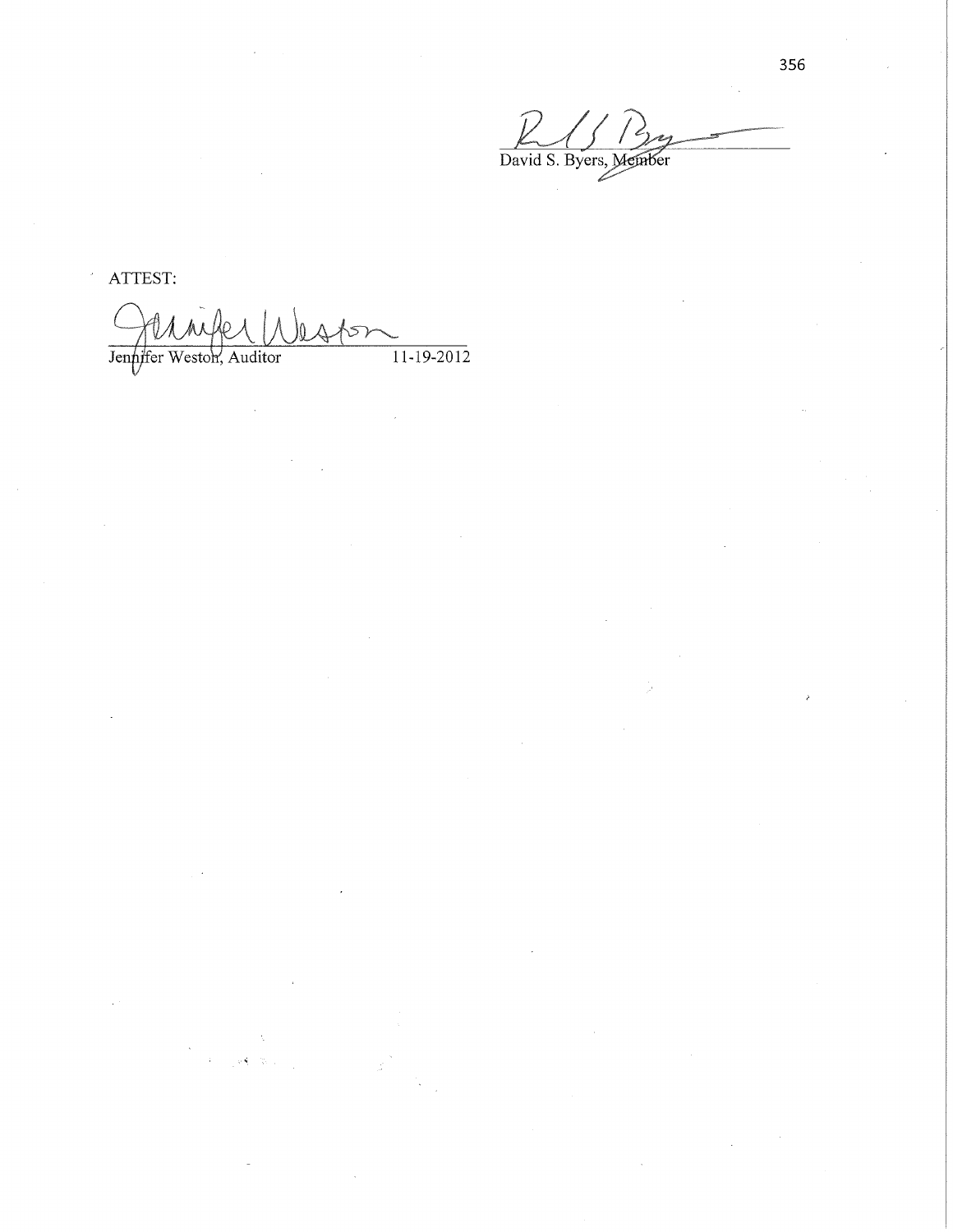David S. Byers, Member

ATTEST:

Jennifer Weston, Auditor 11-19-2012